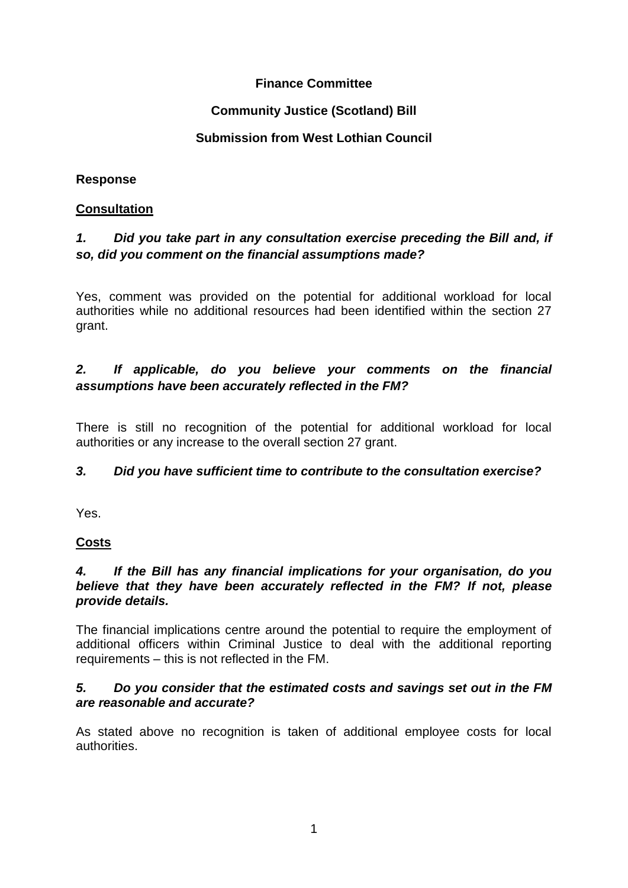**Finance Committee**

**Community Justice (Scotland) Bill**

**Submission from West Lothian Council**

**Response**

**Consultation**

***1. Did you take part in any consultation exercise preceding the Bill and, if so, did you comment on the financial assumptions made?***

Yes, comment was provided on the potential for additional workload for local authorities while no additional resources had been identified within the section 27 grant.

***2. If applicable, do you believe your comments on the financial assumptions have been accurately reflected in the FM?***

There is still no recognition of the potential for additional workload for local authorities or any increase to the overall section 27 grant.

***3. Did you have sufficient time to contribute to the consultation exercise?***

Yes.

**Costs**

***4. If the Bill has any financial implications for your organisation, do you believe that they have been accurately reflected in the FM? If not, please provide details.***

The financial implications centre around the potential to require the employment of additional officers within Criminal Justice to deal with the additional reporting requirements – this is not reflected in the FM.

***5. Do you consider that the estimated costs and savings set out in the FM are reasonable and accurate?***

As stated above no recognition is taken of additional employee costs for local authorities.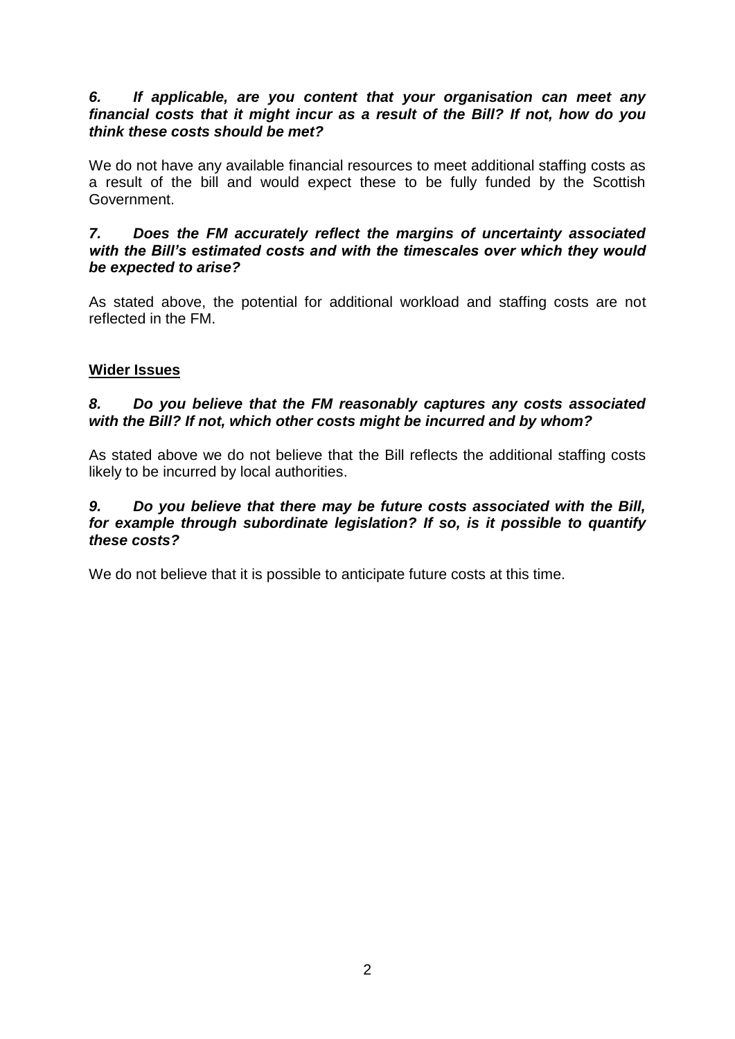***6. If applicable, are you content that your organisation can meet any financial costs that it might incur as a result of the Bill? If not, how do you think these costs should be met?***

We do not have any available financial resources to meet additional staffing costs as a result of the bill and would expect these to be fully funded by the Scottish Government.

***7. Does the FM accurately reflect the margins of uncertainty associated with the Bill's estimated costs and with the timescales over which they would be expected to arise?***

As stated above, the potential for additional workload and staffing costs are not reflected in the FM.

**Wider Issues**

***8. Do you believe that the FM reasonably captures any costs associated with the Bill? If not, which other costs might be incurred and by whom?***

As stated above we do not believe that the Bill reflects the additional staffing costs likely to be incurred by local authorities.

***9. Do you believe that there may be future costs associated with the Bill, for example through subordinate legislation? If so, is it possible to quantify these costs?***

We do not believe that it is possible to anticipate future costs at this time.